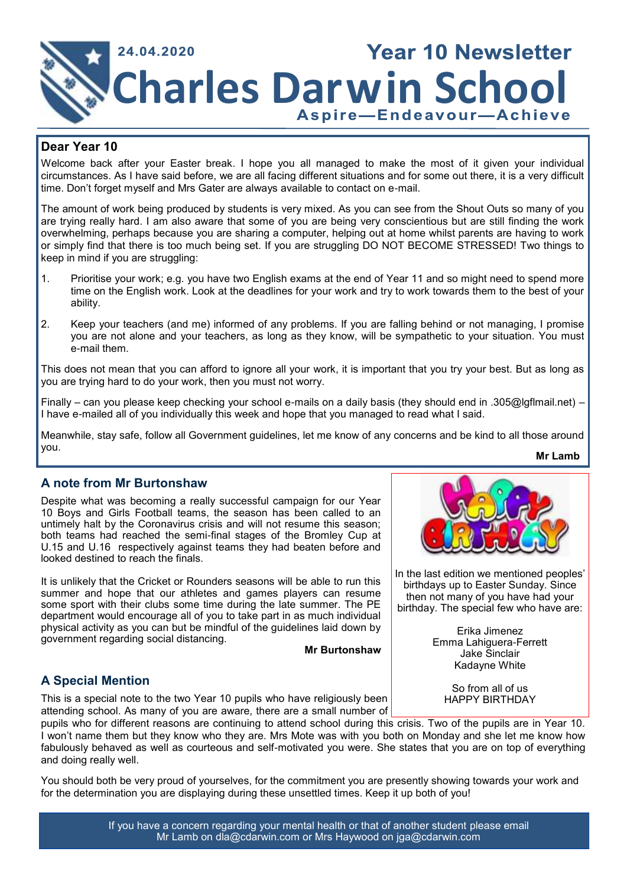24.04.2020

# Year 10 Newsletter

# Charles Darwin School

**Aspire—Endeavour—Achieve**

## Dear Year 10

Welcome back after your Easter break. I hope you all managed to make the most of it given your individual circumstances. As I have said before, we are all facing different situations and for some out there, it is a very difficult time. Don't forget myself and Mrs Gater are always available to contact on e-mail.

The amount of work being produced by students is very mixed. As you can see from the Shout Outs so many of you are trying really hard. I am also aware that some of you are being very conscientious but are still finding the work overwhelming, perhaps because you are sharing a computer, helping out at home whilst parents are having to work or simply find that there is too much being set. If you are struggling DO NOT BECOME STRESSED! Two things to keep in mind if you are struggling:

1. Prioritise your work; e.g. you have two English exams at the end of Year 11 and so might need to spend more time on the English work. Look at the deadlines for your work and try to work towards them to the best of your ability.

2. Keep your teachers (and me) informed of any problems. If you are falling behind or not managing, I promise you are not alone and your teachers, as long as they know, will be sympathetic to your situation. You must e-mail them.

This does not mean that you can afford to ignore all your work, it is important that you try your best. But as long as you are trying hard to do your work, then you must not worry.

Finally – can you please keep checking your school e-mails on a daily basis (they should end in .305@lgflmail.net) – I have e-mailed all of you individually this week and hope that you managed to read what I said.

Meanwhile, stay safe, follow all Government guidelines, let me know of any concerns and be kind to all those around you.

**Mr Lamb**

## A note from Mr Burtonshaw

Despite what was becoming a really successful campaign for our Year 10 Boys and Girls Football teams, the season has been called to an untimely halt by the Coronavirus crisis and will not resume this season; both teams had reached the semi-final stages of the Bromley Cup at U.15 and U.16 respectively against teams they had beaten before and looked destined to reach the finals.

It is unlikely that the Cricket or Rounders seasons will be able to run this summer and hope that our athletes and games players can resume some sport with their clubs some time during the late summer. The PE department would encourage all of you to take part in as much individual physical activity as you can but be mindful of the guidelines laid down by government regarding social distancing.

**Mr Burtonshaw**

## A Special Mention

This is a special note to the two Year 10 pupils who have religiously been attending school. As many of you are aware, there are a small number of pupils who for different reasons are continuing to attend school during this crisis. Two of the pupils are in Year 10. I won't name them but they know who they are. Mrs Mote was with you both on Monday and she let me know how fabulously behaved as well as courteous and self-motivated you were. She states that you are on top of everything and doing really well.

You should both be very proud of yourselves, for the commitment you are presently showing towards your work and for the determination you are displaying during these unsettled times. Keep it up both of you!

HAPPY BIRTHDAY

In the last edition we mentioned peoples' birthdays up to Easter Sunday. Since then not many of you have had your birthday. The special few who have are:

Erika Jimenez
Emma Lahiguera-Ferrett
Jake Sinclair
Kadayne White

So from all of us
HAPPY BIRTHDAY

If you have a concern regarding your mental health or that of another student please email Mr Lamb on dla@cdarwin.com or Mrs Haywood on jga@cdarwin.com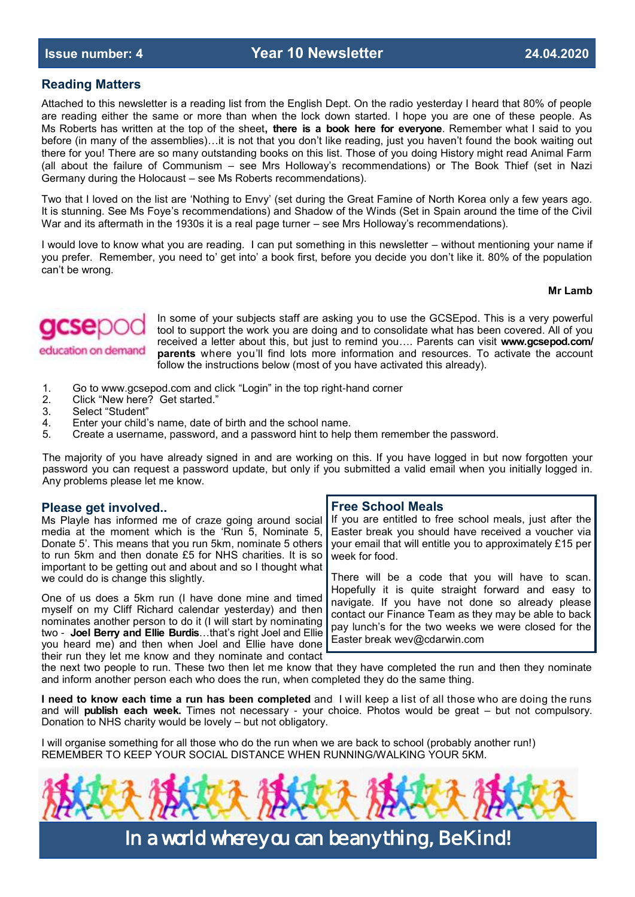**Issue number: 4** | **Year 10 Newsletter** | **24.04.2020**

## Reading Matters

Attached to this newsletter is a reading list from the English Dept. On the radio yesterday I heard that 80% of people are reading either the same or more than when the lock down started. I hope you are one of these people. As Ms Roberts has written at the top of the sheet**, there is a book here for everyone**. Remember what I said to you before (in many of the assemblies)…it is not that you don't like reading, just you haven't found the book waiting out there for you! There are so many outstanding books on this list. Those of you doing History might read Animal Farm (all about the failure of Communism – see Mrs Holloway's recommendations) or The Book Thief (set in Nazi Germany during the Holocaust – see Ms Roberts recommendations).

Two that I loved on the list are 'Nothing to Envy' (set during the Great Famine of North Korea only a few years ago. It is stunning. See Ms Foye's recommendations) and Shadow of the Winds (Set in Spain around the time of the Civil War and its aftermath in the 1930s it is a real page turner – see Mrs Holloway's recommendations).

I would love to know what you are reading. I can put something in this newsletter – without mentioning your name if you prefer. Remember, you need to' get into' a book first, before you decide you don't like it. 80% of the population can't be wrong.

**Mr Lamb**

gcsepod
education on demand

In some of your subjects staff are asking you to use the GCSEpod. This is a very powerful tool to support the work you are doing and to consolidate what has been covered. All of you received a letter about this, but just to remind you…. Parents can visit **www.gcsepod.com/parents** where you'll find lots more information and resources. To activate the account follow the instructions below (most of you have activated this already).

1. Go to www.gcsepod.com and click "Login" in the top right-hand corner
2. Click "New here? Get started."
3. Select "Student"
4. Enter your child's name, date of birth and the school name.
5. Create a username, password, and a password hint to help them remember the password.

The majority of you have already signed in and are working on this. If you have logged in but now forgotten your password you can request a password update, but only if you submitted a valid email when you initially logged in. Any problems please let me know.

## Please get involved..

Ms Playle has informed me of craze going around social media at the moment which is the 'Run 5, Nominate 5, Donate 5'. This means that you run 5km, nominate 5 others to run 5km and then donate £5 for NHS charities. It is so important to be getting out and about and so I thought what we could do is change this slightly.

One of us does a 5km run (I have done mine and timed myself on my Cliff Richard calendar yesterday) and then nominates another person to do it (I will start by nominating two - **Joel Berry and Ellie Burdis**…that's right Joel and Ellie you heard me) and then when Joel and Ellie have done their run they let me know and they nominate and contact the next two people to run. These two then let me know that they have completed the run and then they nominate and inform another person each who does the run, when completed they do the same thing.

**I need to know each time a run has been completed** and I will keep a list of all those who are doing the runs and will **publish each week.** Times not necessary - your choice. Photos would be great – but not compulsory. Donation to NHS charity would be lovely – but not obligatory.

I will organise something for all those who do the run when we are back to school (probably another run!)
REMEMBER TO KEEP YOUR SOCIAL DISTANCE WHEN RUNNING/WALKING YOUR 5KM.

## Free School Meals

If you are entitled to free school meals, just after the Easter break you should have received a voucher via your email that will entitle you to approximately £15 per week for food.

There will be a code that you will have to scan. Hopefully it is quite straight forward and easy to navigate. If you have not done so already please contact our Finance Team as they may be able to back pay lunch's for the two weeks we were closed for the Easter break wev@cdarwin.com

In a world where you can be anything, Be Kind!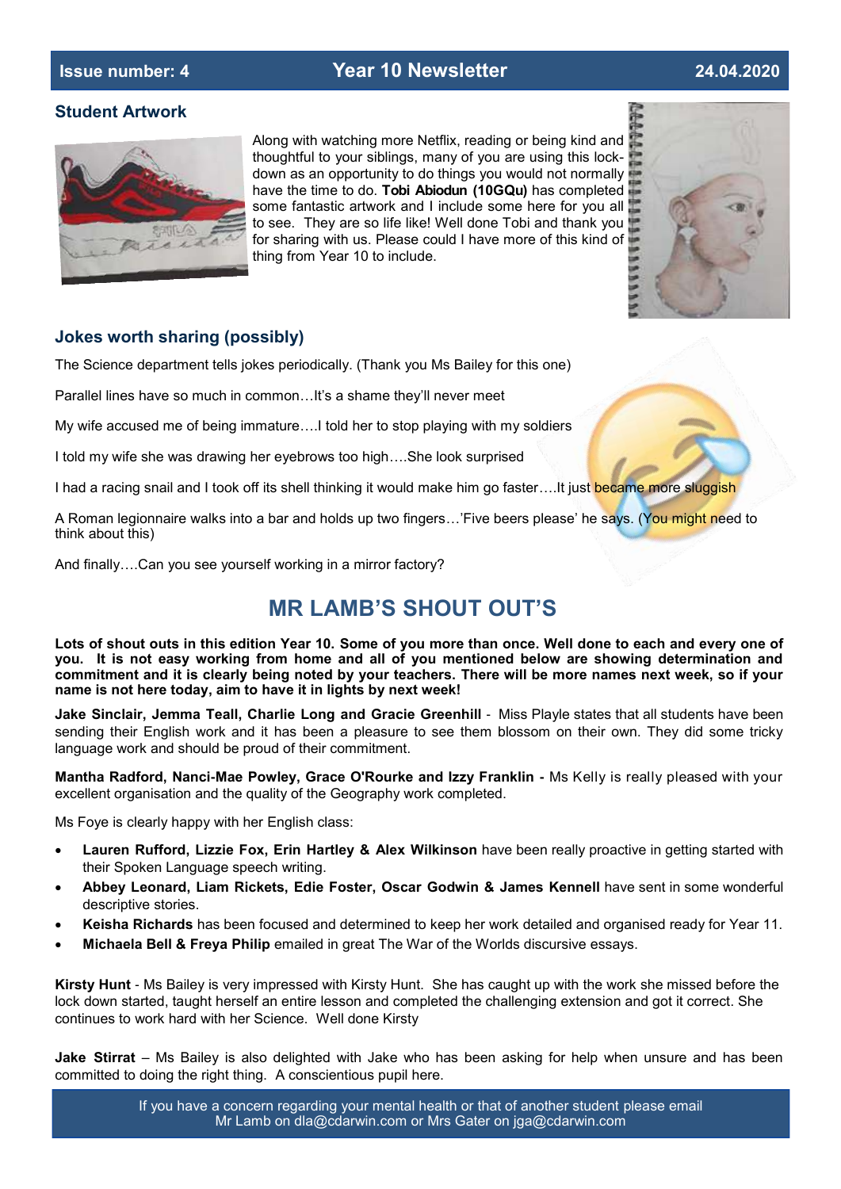**Issue number: 4** | **Year 10 Newsletter** | **24.04.2020**

## Student Artwork

Along with watching more Netflix, reading or being kind and thoughtful to your siblings, many of you are using this lock-down as an opportunity to do things you would not normally have the time to do. **Tobi Abiodun (10GQu)** has completed some fantastic artwork and I include some here for you all to see. They are so life like! Well done Tobi and thank you for sharing with us. Please could I have more of this kind of thing from Year 10 to include.

## Jokes worth sharing (possibly)

The Science department tells jokes periodically. (Thank you Ms Bailey for this one)

Parallel lines have so much in common…It's a shame they'll never meet

My wife accused me of being immature….I told her to stop playing with my soldiers

I told my wife she was drawing her eyebrows too high….She look surprised

I had a racing snail and I took off its shell thinking it would make him go faster….It just became more sluggish

A Roman legionnaire walks into a bar and holds up two fingers…'Five beers please' he says. (You might need to think about this)

And finally….Can you see yourself working in a mirror factory?

# MR LAMB'S SHOUT OUT'S

**Lots of shout outs in this edition Year 10. Some of you more than once. Well done to each and every one of you. It is not easy working from home and all of you mentioned below are showing determination and commitment and it is clearly being noted by your teachers. There will be more names next week, so if your name is not here today, aim to have it in lights by next week!**

**Jake Sinclair, Jemma Teall, Charlie Long and Gracie Greenhill** - Miss Playle states that all students have been sending their English work and it has been a pleasure to see them blossom on their own. They did some tricky language work and should be proud of their commitment.

**Mantha Radford, Nanci-Mae Powley, Grace O'Rourke and Izzy Franklin -** Ms Kelly is really pleased with your excellent organisation and the quality of the Geography work completed.

Ms Foye is clearly happy with her English class:

- **Lauren Rufford, Lizzie Fox, Erin Hartley & Alex Wilkinson** have been really proactive in getting started with their Spoken Language speech writing.
- **Abbey Leonard, Liam Rickets, Edie Foster, Oscar Godwin & James Kennell** have sent in some wonderful descriptive stories.
- **Keisha Richards** has been focused and determined to keep her work detailed and organised ready for Year 11.
- **Michaela Bell & Freya Philip** emailed in great The War of the Worlds discursive essays.

**Kirsty Hunt** - Ms Bailey is very impressed with Kirsty Hunt. She has caught up with the work she missed before the lock down started, taught herself an entire lesson and completed the challenging extension and got it correct. She continues to work hard with her Science. Well done Kirsty

**Jake Stirrat** – Ms Bailey is also delighted with Jake who has been asking for help when unsure and has been committed to doing the right thing. A conscientious pupil here.

If you have a concern regarding your mental health or that of another student please email Mr Lamb on dla@cdarwin.com or Mrs Gater on jga@cdarwin.com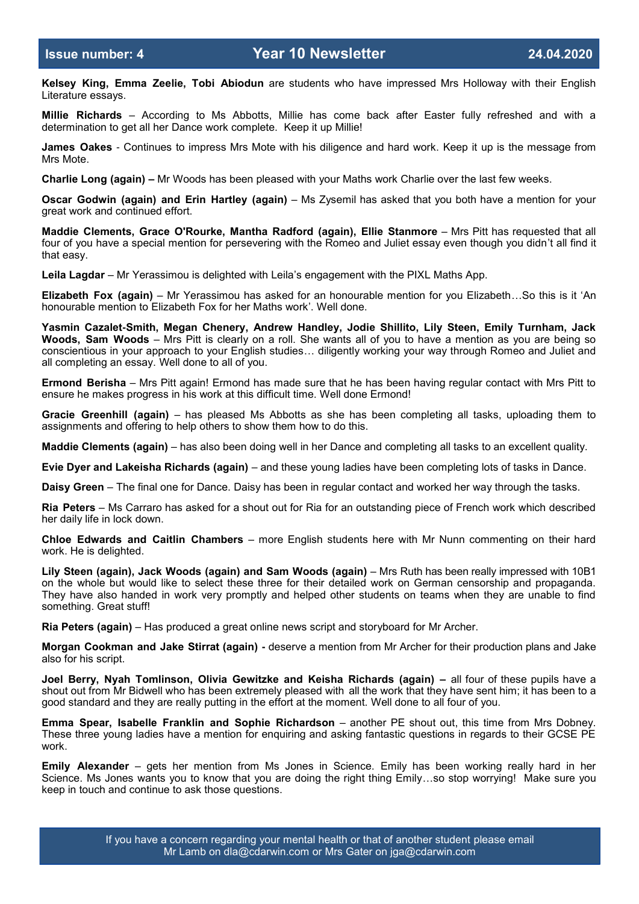**Kelsey King, Emma Zeelie, Tobi Abiodun** are students who have impressed Mrs Holloway with their English Literature essays.

**Millie Richards** – According to Ms Abbotts, Millie has come back after Easter fully refreshed and with a determination to get all her Dance work complete. Keep it up Millie!

**James Oakes** - Continues to impress Mrs Mote with his diligence and hard work. Keep it up is the message from Mrs Mote.

**Charlie Long (again) –** Mr Woods has been pleased with your Maths work Charlie over the last few weeks.

**Oscar Godwin (again) and Erin Hartley (again)** – Ms Zysemil has asked that you both have a mention for your great work and continued effort.

**Maddie Clements, Grace O'Rourke, Mantha Radford (again), Ellie Stanmore** – Mrs Pitt has requested that all four of you have a special mention for persevering with the Romeo and Juliet essay even though you didn't all find it that easy.

**Leila Lagdar** – Mr Yerassimou is delighted with Leila's engagement with the PIXL Maths App.

**Elizabeth Fox (again)** – Mr Yerassimou has asked for an honourable mention for you Elizabeth…So this is it 'An honourable mention to Elizabeth Fox for her Maths work'. Well done.

**Yasmin Cazalet-Smith, Megan Chenery, Andrew Handley, Jodie Shillito, Lily Steen, Emily Turnham, Jack Woods, Sam Woods** – Mrs Pitt is clearly on a roll. She wants all of you to have a mention as you are being so conscientious in your approach to your English studies… diligently working your way through Romeo and Juliet and all completing an essay. Well done to all of you.

**Ermond Berisha** – Mrs Pitt again! Ermond has made sure that he has been having regular contact with Mrs Pitt to ensure he makes progress in his work at this difficult time. Well done Ermond!

**Gracie Greenhill (again)** – has pleased Ms Abbotts as she has been completing all tasks, uploading them to assignments and offering to help others to show them how to do this.

**Maddie Clements (again)** – has also been doing well in her Dance and completing all tasks to an excellent quality.

**Evie Dyer and Lakeisha Richards (again)** – and these young ladies have been completing lots of tasks in Dance.

**Daisy Green** – The final one for Dance. Daisy has been in regular contact and worked her way through the tasks.

**Ria Peters** – Ms Carraro has asked for a shout out for Ria for an outstanding piece of French work which described her daily life in lock down.

**Chloe Edwards and Caitlin Chambers** – more English students here with Mr Nunn commenting on their hard work. He is delighted.

**Lily Steen (again), Jack Woods (again) and Sam Woods (again)** – Mrs Ruth has been really impressed with 10B1 on the whole but would like to select these three for their detailed work on German censorship and propaganda. They have also handed in work very promptly and helped other students on teams when they are unable to find something. Great stuff!

**Ria Peters (again)** – Has produced a great online news script and storyboard for Mr Archer.

**Morgan Cookman and Jake Stirrat (again) -** deserve a mention from Mr Archer for their production plans and Jake also for his script.

**Joel Berry, Nyah Tomlinson, Olivia Gewitzke and Keisha Richards (again) –** all four of these pupils have a shout out from Mr Bidwell who has been extremely pleased with all the work that they have sent him; it has been to a good standard and they are really putting in the effort at the moment. Well done to all four of you.

**Emma Spear, Isabelle Franklin and Sophie Richardson** – another PE shout out, this time from Mrs Dobney. These three young ladies have a mention for enquiring and asking fantastic questions in regards to their GCSE PE work.

**Emily Alexander** – gets her mention from Ms Jones in Science. Emily has been working really hard in her Science. Ms Jones wants you to know that you are doing the right thing Emily…so stop worrying! Make sure you keep in touch and continue to ask those questions.

If you have a concern regarding your mental health or that of another student please email Mr Lamb on dla@cdarwin.com or Mrs Gater on jga@cdarwin.com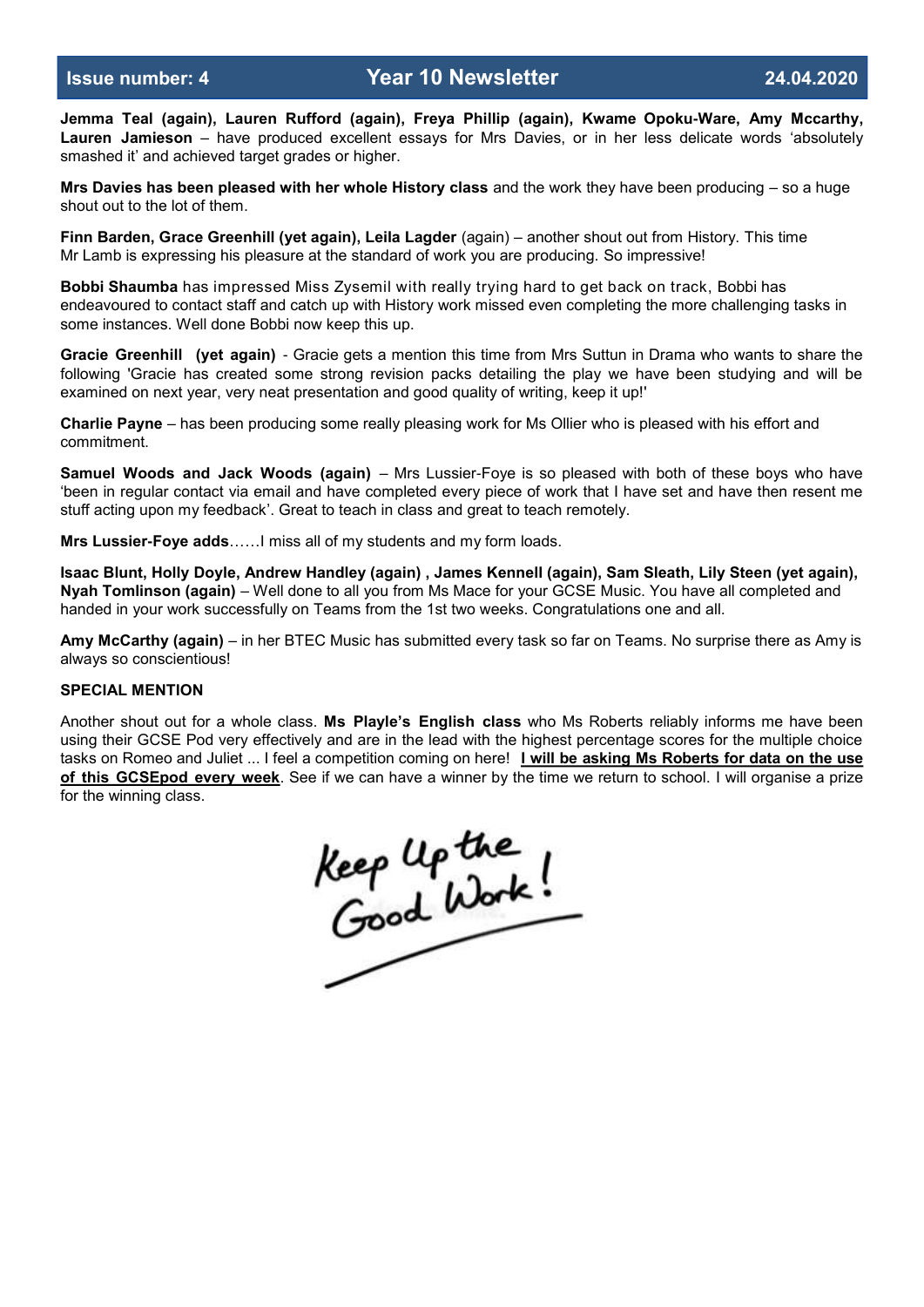**Issue number: 4** | **Year 10 Newsletter** | **24.04.2020**

**Jemma Teal (again), Lauren Rufford (again), Freya Phillip (again), Kwame Opoku-Ware, Amy Mccarthy, Lauren Jamieson** – have produced excellent essays for Mrs Davies, or in her less delicate words 'absolutely smashed it' and achieved target grades or higher.

**Mrs Davies has been pleased with her whole History class** and the work they have been producing – so a huge shout out to the lot of them.

**Finn Barden, Grace Greenhill (yet again), Leila Lagder** (again) – another shout out from History. This time Mr Lamb is expressing his pleasure at the standard of work you are producing. So impressive!

**Bobbi Shaumba** has impressed Miss Zysemil with really trying hard to get back on track, Bobbi has endeavoured to contact staff and catch up with History work missed even completing the more challenging tasks in some instances. Well done Bobbi now keep this up.

**Gracie Greenhill (yet again)** - Gracie gets a mention this time from Mrs Suttun in Drama who wants to share the following 'Gracie has created some strong revision packs detailing the play we have been studying and will be examined on next year, very neat presentation and good quality of writing, keep it up!'

**Charlie Payne** – has been producing some really pleasing work for Ms Ollier who is pleased with his effort and commitment.

**Samuel Woods and Jack Woods (again)** – Mrs Lussier-Foye is so pleased with both of these boys who have 'been in regular contact via email and have completed every piece of work that I have set and have then resent me stuff acting upon my feedback'. Great to teach in class and great to teach remotely.

**Mrs Lussier-Foye adds**……I miss all of my students and my form loads.

**Isaac Blunt, Holly Doyle, Andrew Handley (again) , James Kennell (again), Sam Sleath, Lily Steen (yet again), Nyah Tomlinson (again)** – Well done to all you from Ms Mace for your GCSE Music. You have all completed and handed in your work successfully on Teams from the 1st two weeks. Congratulations one and all.

**Amy McCarthy (again)** – in her BTEC Music has submitted every task so far on Teams. No surprise there as Amy is always so conscientious!

**SPECIAL MENTION**

Another shout out for a whole class. **Ms Playle's English class** who Ms Roberts reliably informs me have been using their GCSE Pod very effectively and are in the lead with the highest percentage scores for the multiple choice tasks on Romeo and Juliet ... I feel a competition coming on here! **I will be asking Ms Roberts for data on the use of this GCSEpod every week**. See if we can have a winner by the time we return to school. I will organise a prize for the winning class.

Keep Up the Good Work!